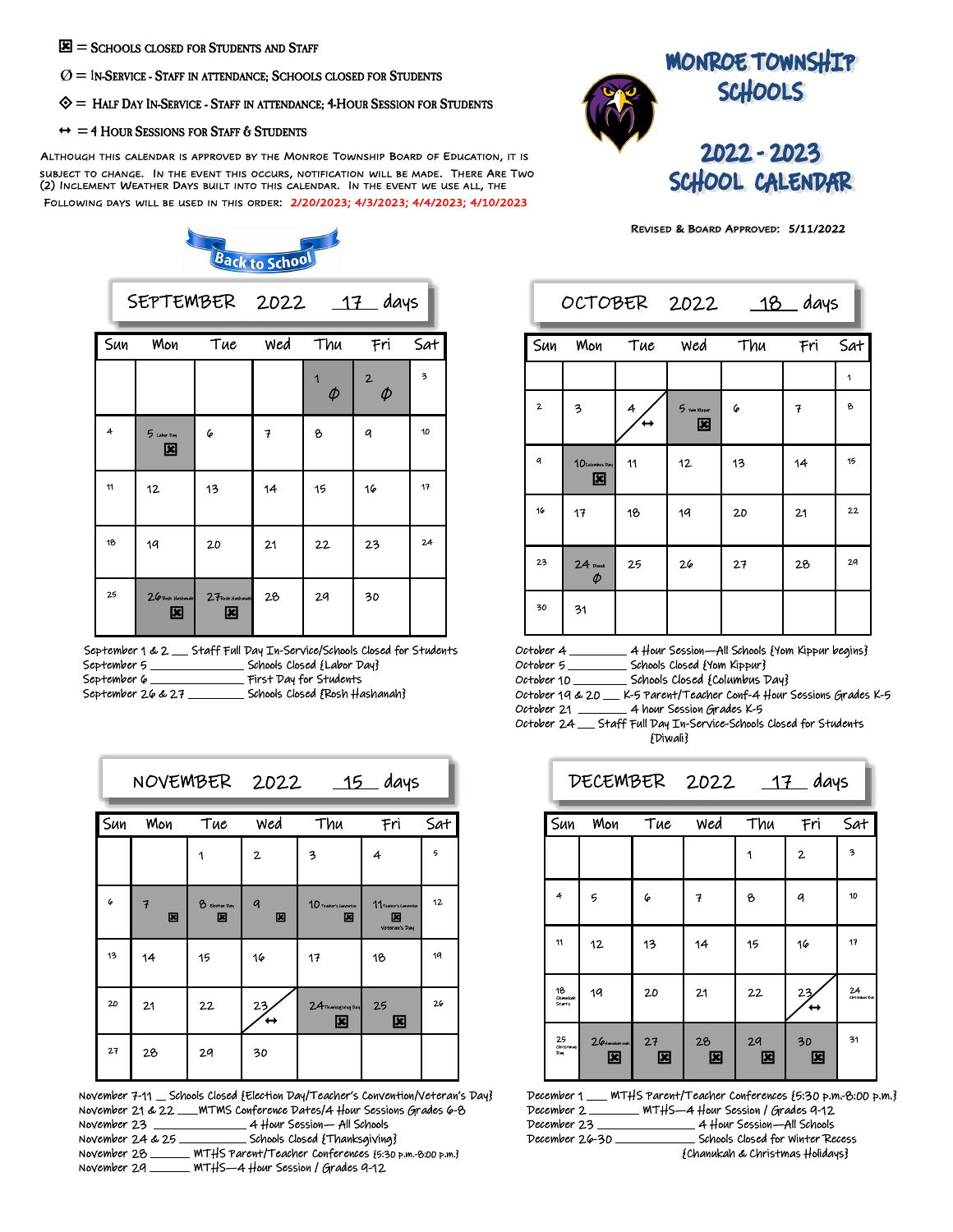☒ = Schools closed for Students and Staff

Ø = In-Service - Staff in attendance; Schools closed for Students

◈ = Half Day In-Service - Staff in attendance; 4-Hour Session for Students

↔ = 4 Hour Sessions for Staff & Students

Although this calendar is approved by the Monroe Township Board of Education, it is subject to change. In the event this occurs, notification will be made. There Are Two (2) Inclement Weather Days built into this calendar. In the event we use all, the following days will be used in this order: **2/20/2023; 4/3/2023; 4/4/2023; 4/10/2023**

# Monroe Township Schools

## 2022 - 2023 School Calendar

Revised & Board Approved: 5/11/2022

Back to School

## September 2022 — 17 days

| Sun | Mon | Tue | Wed | Thu | Fri | Sat |
|---|---|---|---|---|---|---|
| | | | | 1 Ø | 2 Ø | 3 |
| 4 | 5 Labor Day ☒ | 6 | 7 | 8 | 9 | 10 |
| 11 | 12 | 13 | 14 | 15 | 16 | 17 |
| 18 | 19 | 20 | 21 | 22 | 23 | 24 |
| 25 | 26 Rosh Hashanah ☒ | 27 Rosh Hashanah ☒ | 28 | 29 | 30 | |

September 1 & 2 ___ Staff Full Day In-Service/Schools Closed for Students
September 5 ___ Schools Closed {Labor Day}
September 6 ___ First Day for Students
September 26 & 27 ___ Schools Closed {Rosh Hashanah}

## October 2022 — 18 days

| Sun | Mon | Tue | Wed | Thu | Fri | Sat |
|---|---|---|---|---|---|---|
| | | | | | | 1 |
| 2 | 3 | 4 ↔ | 5 Yom Kippur ☒ | 6 | 7 | 8 |
| 9 | 10 Columbus Day ☒ | 11 | 12 | 13 | 14 | 15 |
| 16 | 17 | 18 | 19 | 20 | 21 | 22 |
| 23 | 24 Diwali Ø | 25 | 26 | 27 | 28 | 29 |
| 30 | 31 | | | | | |

October 4 ___ 4 Hour Session—All Schools {Yom Kippur begins}
October 5 ___ Schools Closed {Yom Kippur}
October 10 ___ Schools Closed {Columbus Day}
October 19 & 20 ___ K-5 Parent/Teacher Conf-4 Hour Sessions Grades K-5
October 21 ___ 4 hour Session Grades K-5
October 24 ___ Staff Full Day In-Service-Schools Closed for Students {Diwali}

## November 2022 — 15 days

| Sun | Mon | Tue | Wed | Thu | Fri | Sat |
|---|---|---|---|---|---|---|
| | | 1 | 2 | 3 | 4 | 5 |
| 6 | 7 ☒ | 8 Election Day ☒ | 9 ☒ | 10 Teacher's Convention ☒ | 11 Teacher's Convention ☒ Veteran's Day | 12 |
| 13 | 14 | 15 | 16 | 17 | 18 | 19 |
| 20 | 21 | 22 | 23 ↔ | 24 Thanksgiving Day ☒ | 25 ☒ | 26 |
| 27 | 28 | 29 | 30 | | | |

November 7-11 ___ Schools Closed {Election Day/Teacher's Convention/Veteran's Day}
November 21 & 22 ___ MTMS Conference Dates/4 Hour Sessions Grades 6-8
November 23 ___ 4 Hour Session— All Schools
November 24 & 25 ___ Schools Closed {Thanksgiving}
November 28 ___ MTHS Parent/Teacher Conferences {5:30 p.m.-8:00 p.m.}
November 29 ___ MTHS—4 Hour Session / Grades 9-12

## December 2022 — 17 days

| Sun | Mon | Tue | Wed | Thu | Fri | Sat |
|---|---|---|---|---|---|---|
| | | | | 1 | 2 | 3 |
| 4 | 5 | 6 | 7 | 8 | 9 | 10 |
| 11 | 12 | 13 | 14 | 15 | 16 | 17 |
| 18 Chanukah Starts | 19 | 20 | 21 | 22 | 23 ↔ | 24 Christmas Eve |
| 25 Christmas Day | 26 Chanukah ends ☒ | 27 ☒ | 28 ☒ | 29 ☒ | 30 ☒ | 31 |

December 1 ___ MTHS Parent/Teacher Conferences {5:30 p.m.-8:00 p.m.}
December 2 ___ MTHS—4 Hour Session / Grades 9-12
December 23 ___ 4 Hour Session—All Schools
December 26-30 ___ Schools Closed for Winter Recess {Chanukah & Christmas Holidays}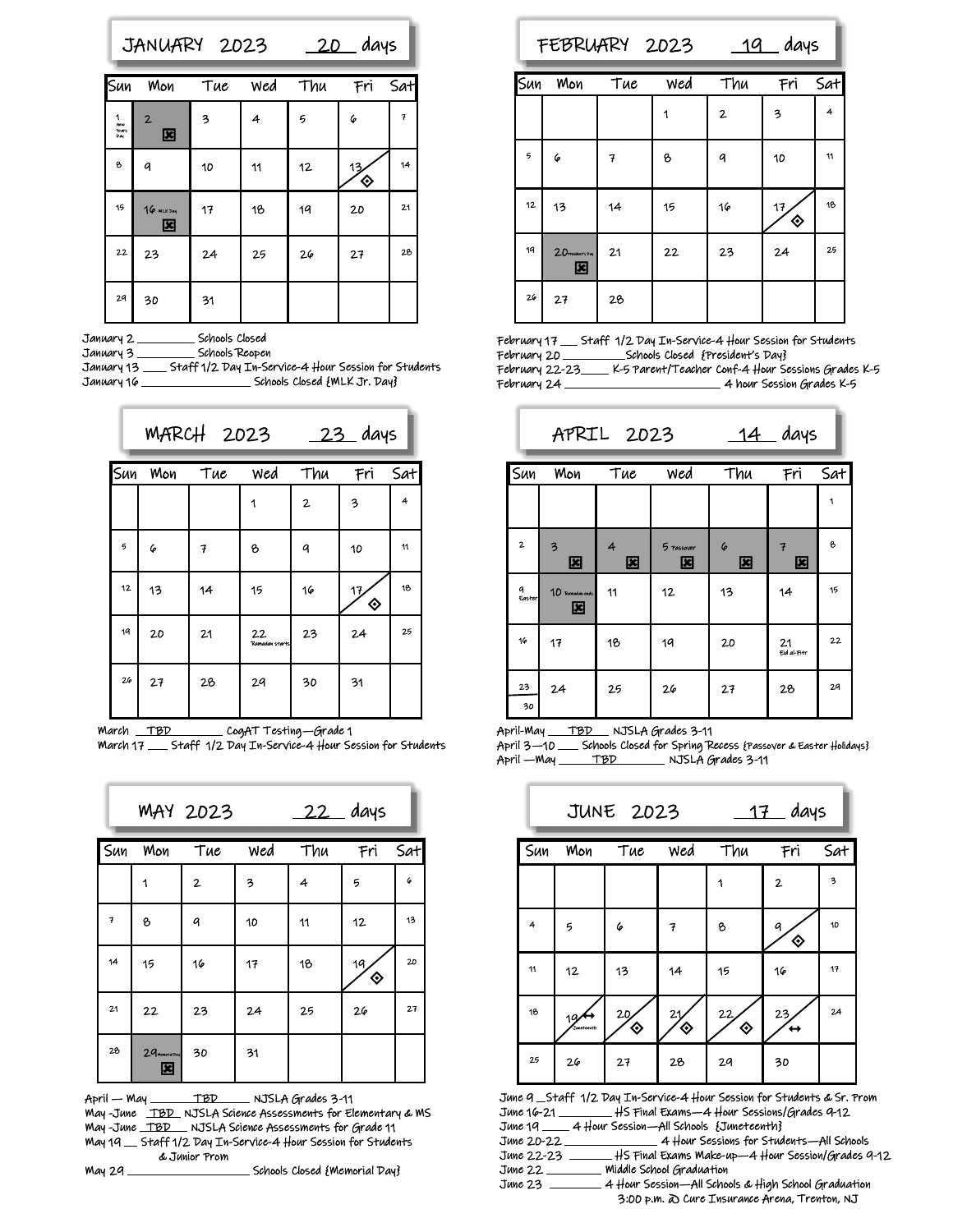## JANUARY 2023 — 20 days

| Sun | Mon | Tue | Wed | Thu | Fri | Sat |
|---|---|---|---|---|---|---|
| 1 New Years Day | 2 | 3 | 4 | 5 | 6 | 7 |
| 8 | 9 | 10 | 11 | 12 | 13 | 14 |
| 15 | 16 MLK Day | 17 | 18 | 19 | 20 | 21 |
| 22 | 23 | 24 | 25 | 26 | 27 | 28 |
| 29 | 30 | 31 | | | | |

January 2 __________ Schools Closed
January 3 __________ Schools Reopen
January 13 _____ Staff 1/2 Day In-Service-4 Hour Session for Students
January 16 __________________ Schools Closed {MLK Jr. Day}

## FEBRUARY 2023 — 19 days

| Sun | Mon | Tue | Wed | Thu | Fri | Sat |
|---|---|---|---|---|---|---|
| | | | 1 | 2 | 3 | 4 |
| 5 | 6 | 7 | 8 | 9 | 10 | 11 |
| 12 | 13 | 14 | 15 | 16 | 17 | 18 |
| 19 | 20 President's Day | 21 | 22 | 23 | 24 | 25 |
| 26 | 27 | 28 | | | | |

February 17 ___ Staff 1/2 Day In-Service-4 Hour Session for Students
February 20 __________ Schools Closed {President's Day}
February 22-23_____ K-5 Parent/Teacher Conf-4 Hour Sessions Grades K-5
February 24 ______________________ 4 hour Session Grades K-5

## MARCH 2023 — 23 days

| Sun | Mon | Tue | Wed | Thu | Fri | Sat |
|---|---|---|---|---|---|---|
| | | | 1 | 2 | 3 | 4 |
| 5 | 6 | 7 | 8 | 9 | 10 | 11 |
| 12 | 13 | 14 | 15 | 16 | 17 | 18 |
| 19 | 20 | 21 | 22 Ramadan starts | 23 | 24 | 25 |
| 26 | 27 | 28 | 29 | 30 | 31 | |

March ___TBD________ CogAT Testing—Grade 1
March 17 ____ Staff 1/2 Day In-Service-4 Hour Session for Students

## APRIL 2023 — 14 days

| Sun | Mon | Tue | Wed | Thu | Fri | Sat |
|---|---|---|---|---|---|---|
| | | | | | | 1 |
| 2 | 3 | 4 | 5 Passover | 6 | 7 | 8 |
| 9 Easter | 10 Ramadan ends | 11 | 12 | 13 | 14 | 15 |
| 16 | 17 | 18 | 19 | 20 | 21 Eid al-Fitr | 22 |
| 23 / 30 | 24 | 25 | 26 | 27 | 28 | 29 |

April-May ____TBD____ NJSLA Grades 3-11
April 3—10 _____ Schools Closed for Spring Recess {Passover & Easter Holidays}
April —May _______TBD_________ NJSLA Grades 3-11

## MAY 2023 — 22 days

| Sun | Mon | Tue | Wed | Thu | Fri | Sat |
|---|---|---|---|---|---|---|
| | 1 | 2 | 3 | 4 | 5 | 6 |
| 7 | 8 | 9 | 10 | 11 | 12 | 13 |
| 14 | 15 | 16 | 17 | 18 | 19 | 20 |
| 21 | 22 | 23 | 24 | 25 | 26 | 27 |
| 28 | 29 Memorial Day | 30 | 31 | | | |

April — May ________TBD_______ NJSLA Grades 3-11
May -June __TBD___ NJSLA Science Assessments for Elementary & MS
May -June __TBD___ NJSLA Science Assessments for Grade 11
May 19 ___ Staff 1/2 Day In-Service-4 Hour Session for Students & Junior Prom
May 29 ____________________ Schools Closed {Memorial Day}

## JUNE 2023 — 17 days

| Sun | Mon | Tue | Wed | Thu | Fri | Sat |
|---|---|---|---|---|---|---|
| | | | | 1 | 2 | 3 |
| 4 | 5 | 6 | 7 | 8 | 9 | 10 |
| 11 | 12 | 13 | 14 | 15 | 16 | 17 |
| 18 | 19 Juneteenth | 20 | 21 | 22 | 23 | 24 |
| 25 | 26 | 27 | 28 | 29 | 30 | |

June 9 __Staff 1/2 Day In-Service-4 Hour Session for Students & Sr. Prom
June 16-21 __________ HS Final Exams—4 Hour Sessions/Grades 9-12
June 19 _____ 4 Hour Session—All Schools {Juneteenth}
June 20-22 _______________ 4 Hour Sessions for Students—All Schools
June 22-23 __________ HS Final Exams Make-up—4 Hour Session/Grades 9-12
June 22 __________ Middle School Graduation
June 23 __________ 4 Hour Session—All Schools & High School Graduation 3:00 p.m. @ Cure Insurance Arena, Trenton, NJ